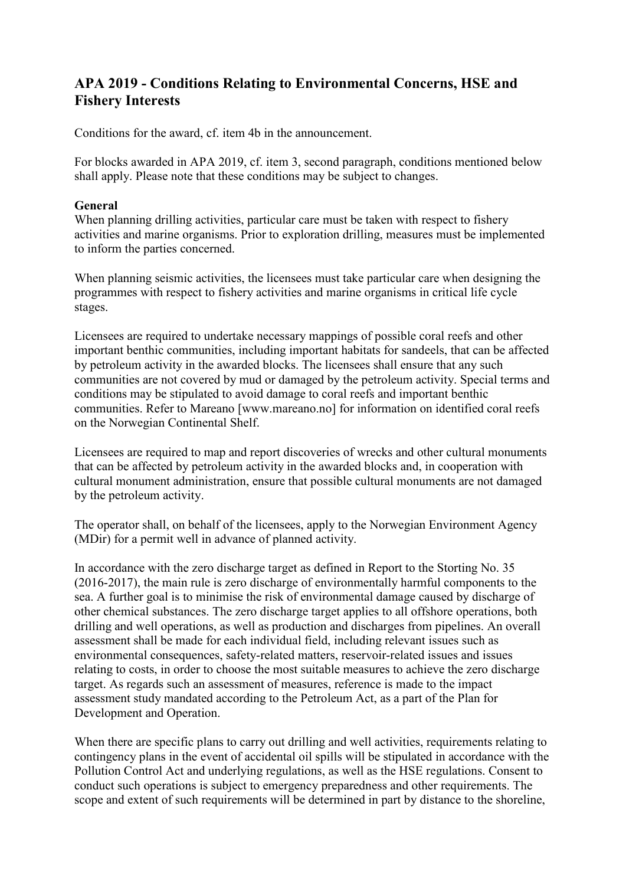# APA 2019 - Conditions Relating to Environmental Concerns, HSE and Fishery Interests

Conditions for the award, cf. item 4b in the announcement.

For blocks awarded in APA 2019, cf. item 3, second paragraph, conditions mentioned below shall apply. Please note that these conditions may be subject to changes.

**General**

When planning drilling activities, particular care must be taken with respect to fishery activities and marine organisms. Prior to exploration drilling, measures must be implemented to inform the parties concerned.

When planning seismic activities, the licensees must take particular care when designing the programmes with respect to fishery activities and marine organisms in critical life cycle stages.

Licensees are required to undertake necessary mappings of possible coral reefs and other important benthic communities, including important habitats for sandeels, that can be affected by petroleum activity in the awarded blocks. The licensees shall ensure that any such communities are not covered by mud or damaged by the petroleum activity. Special terms and conditions may be stipulated to avoid damage to coral reefs and important benthic communities. Refer to Mareano [www.mareano.no] for information on identified coral reefs on the Norwegian Continental Shelf.

Licensees are required to map and report discoveries of wrecks and other cultural monuments that can be affected by petroleum activity in the awarded blocks and, in cooperation with cultural monument administration, ensure that possible cultural monuments are not damaged by the petroleum activity.

The operator shall, on behalf of the licensees, apply to the Norwegian Environment Agency (MDir) for a permit well in advance of planned activity.

In accordance with the zero discharge target as defined in Report to the Storting No. 35 (2016-2017), the main rule is zero discharge of environmentally harmful components to the sea. A further goal is to minimise the risk of environmental damage caused by discharge of other chemical substances. The zero discharge target applies to all offshore operations, both drilling and well operations, as well as production and discharges from pipelines. An overall assessment shall be made for each individual field, including relevant issues such as environmental consequences, safety-related matters, reservoir-related issues and issues relating to costs, in order to choose the most suitable measures to achieve the zero discharge target. As regards such an assessment of measures, reference is made to the impact assessment study mandated according to the Petroleum Act, as a part of the Plan for Development and Operation.

When there are specific plans to carry out drilling and well activities, requirements relating to contingency plans in the event of accidental oil spills will be stipulated in accordance with the Pollution Control Act and underlying regulations, as well as the HSE regulations. Consent to conduct such operations is subject to emergency preparedness and other requirements. The scope and extent of such requirements will be determined in part by distance to the shoreline,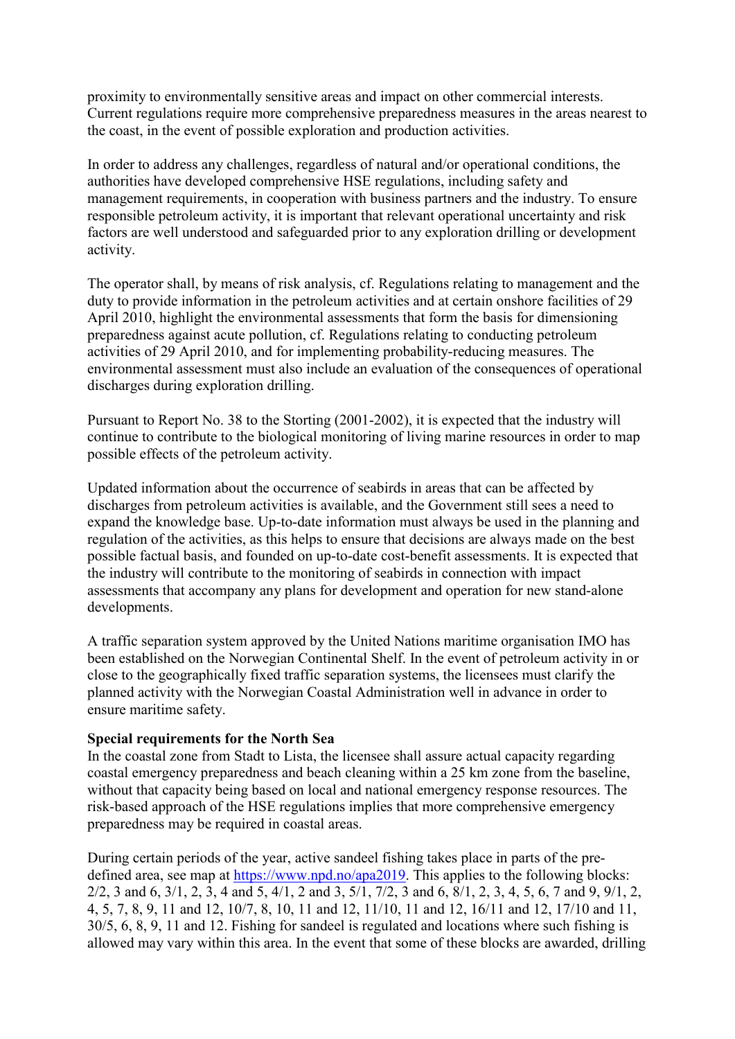proximity to environmentally sensitive areas and impact on other commercial interests. Current regulations require more comprehensive preparedness measures in the areas nearest to the coast, in the event of possible exploration and production activities.

In order to address any challenges, regardless of natural and/or operational conditions, the authorities have developed comprehensive HSE regulations, including safety and management requirements, in cooperation with business partners and the industry. To ensure responsible petroleum activity, it is important that relevant operational uncertainty and risk factors are well understood and safeguarded prior to any exploration drilling or development activity.

The operator shall, by means of risk analysis, cf. Regulations relating to management and the duty to provide information in the petroleum activities and at certain onshore facilities of 29 April 2010, highlight the environmental assessments that form the basis for dimensioning preparedness against acute pollution, cf. Regulations relating to conducting petroleum activities of 29 April 2010, and for implementing probability-reducing measures. The environmental assessment must also include an evaluation of the consequences of operational discharges during exploration drilling.

Pursuant to Report No. 38 to the Storting (2001-2002), it is expected that the industry will continue to contribute to the biological monitoring of living marine resources in order to map possible effects of the petroleum activity.

Updated information about the occurrence of seabirds in areas that can be affected by discharges from petroleum activities is available, and the Government still sees a need to expand the knowledge base. Up-to-date information must always be used in the planning and regulation of the activities, as this helps to ensure that decisions are always made on the best possible factual basis, and founded on up-to-date cost-benefit assessments. It is expected that the industry will contribute to the monitoring of seabirds in connection with impact assessments that accompany any plans for development and operation for new stand-alone developments.

A traffic separation system approved by the United Nations maritime organisation IMO has been established on the Norwegian Continental Shelf. In the event of petroleum activity in or close to the geographically fixed traffic separation systems, the licensees must clarify the planned activity with the Norwegian Coastal Administration well in advance in order to ensure maritime safety.

**Special requirements for the North Sea**

In the coastal zone from Stadt to Lista, the licensee shall assure actual capacity regarding coastal emergency preparedness and beach cleaning within a 25 km zone from the baseline, without that capacity being based on local and national emergency response resources. The risk-based approach of the HSE regulations implies that more comprehensive emergency preparedness may be required in coastal areas.

During certain periods of the year, active sandeel fishing takes place in parts of the pre-defined area, see map at https://www.npd.no/apa2019. This applies to the following blocks: 2/2, 3 and 6, 3/1, 2, 3, 4 and 5, 4/1, 2 and 3, 5/1, 7/2, 3 and 6, 8/1, 2, 3, 4, 5, 6, 7 and 9, 9/1, 2, 4, 5, 7, 8, 9, 11 and 12, 10/7, 8, 10, 11 and 12, 11/10, 11 and 12, 16/11 and 12, 17/10 and 11, 30/5, 6, 8, 9, 11 and 12. Fishing for sandeel is regulated and locations where such fishing is allowed may vary within this area. In the event that some of these blocks are awarded, drilling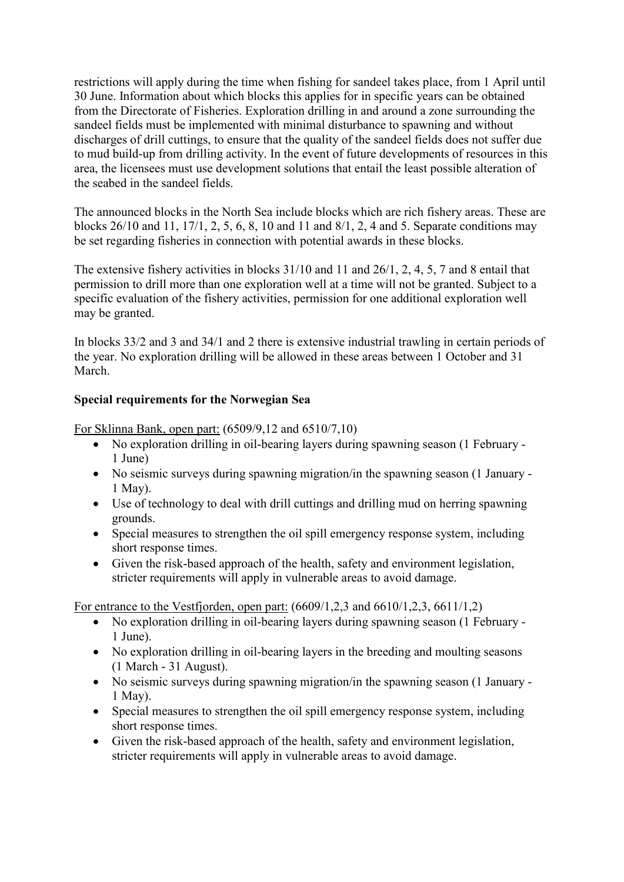restrictions will apply during the time when fishing for sandeel takes place, from 1 April until 30 June. Information about which blocks this applies for in specific years can be obtained from the Directorate of Fisheries. Exploration drilling in and around a zone surrounding the sandeel fields must be implemented with minimal disturbance to spawning and without discharges of drill cuttings, to ensure that the quality of the sandeel fields does not suffer due to mud build-up from drilling activity. In the event of future developments of resources in this area, the licensees must use development solutions that entail the least possible alteration of the seabed in the sandeel fields.

The announced blocks in the North Sea include blocks which are rich fishery areas. These are blocks 26/10 and 11, 17/1, 2, 5, 6, 8, 10 and 11 and 8/1, 2, 4 and 5. Separate conditions may be set regarding fisheries in connection with potential awards in these blocks.

The extensive fishery activities in blocks 31/10 and 11 and 26/1, 2, 4, 5, 7 and 8 entail that permission to drill more than one exploration well at a time will not be granted. Subject to a specific evaluation of the fishery activities, permission for one additional exploration well may be granted.

In blocks 33/2 and 3 and 34/1 and 2 there is extensive industrial trawling in certain periods of the year. No exploration drilling will be allowed in these areas between 1 October and 31 March.

**Special requirements for the Norwegian Sea**

<u>For Sklinna Bank, open part:</u> (6509/9,12 and 6510/7,10)

- No exploration drilling in oil-bearing layers during spawning season (1 February - 1 June)
- No seismic surveys during spawning migration/in the spawning season (1 January - 1 May).
- Use of technology to deal with drill cuttings and drilling mud on herring spawning grounds.
- Special measures to strengthen the oil spill emergency response system, including short response times.
- Given the risk-based approach of the health, safety and environment legislation, stricter requirements will apply in vulnerable areas to avoid damage.

<u>For entrance to the Vestfjorden, open part:</u> (6609/1,2,3 and 6610/1,2,3, 6611/1,2)

- No exploration drilling in oil-bearing layers during spawning season (1 February - 1 June).
- No exploration drilling in oil-bearing layers in the breeding and moulting seasons (1 March - 31 August).
- No seismic surveys during spawning migration/in the spawning season (1 January - 1 May).
- Special measures to strengthen the oil spill emergency response system, including short response times.
- Given the risk-based approach of the health, safety and environment legislation, stricter requirements will apply in vulnerable areas to avoid damage.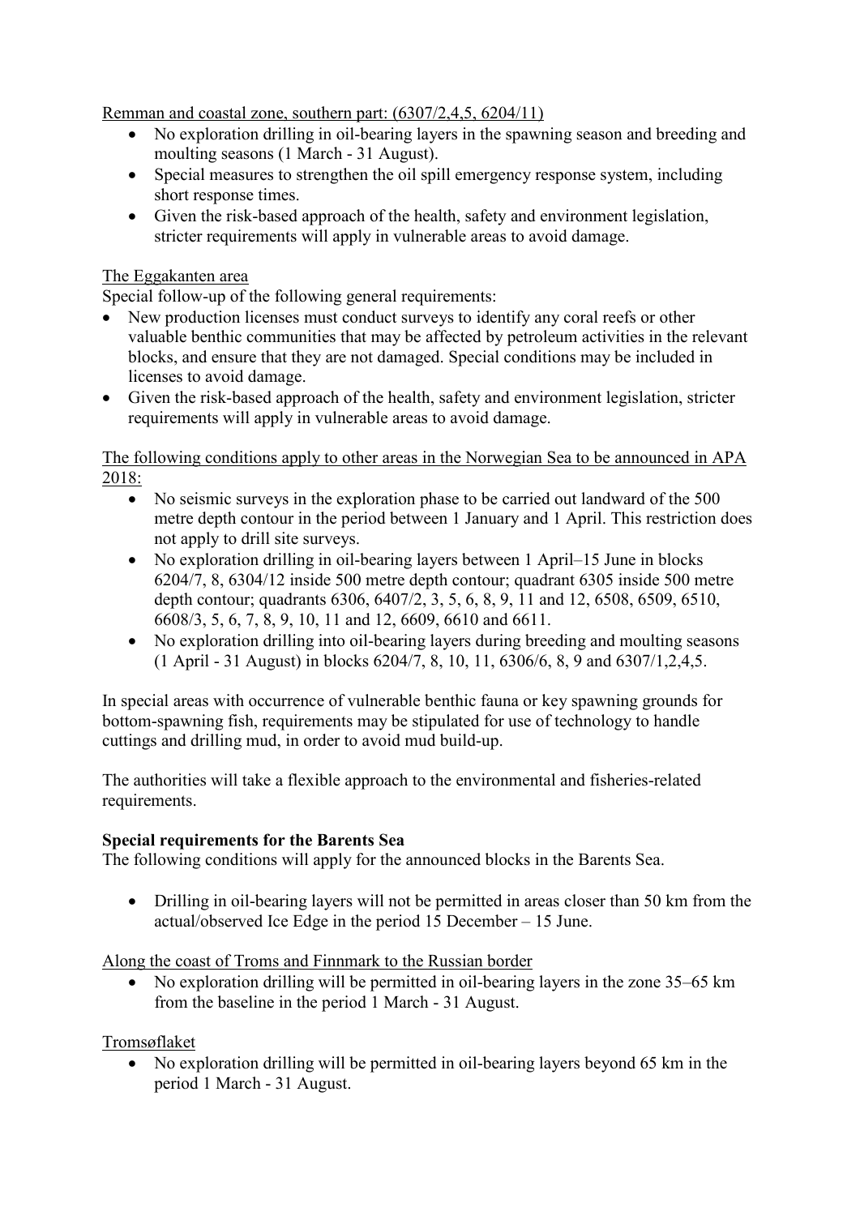Remman and coastal zone, southern part: (6307/2,4,5, 6204/11)

- No exploration drilling in oil-bearing layers in the spawning season and breeding and moulting seasons (1 March - 31 August).
- Special measures to strengthen the oil spill emergency response system, including short response times.
- Given the risk-based approach of the health, safety and environment legislation, stricter requirements will apply in vulnerable areas to avoid damage.

The Eggakanten area

Special follow-up of the following general requirements:

- New production licenses must conduct surveys to identify any coral reefs or other valuable benthic communities that may be affected by petroleum activities in the relevant blocks, and ensure that they are not damaged. Special conditions may be included in licenses to avoid damage.
- Given the risk-based approach of the health, safety and environment legislation, stricter requirements will apply in vulnerable areas to avoid damage.

The following conditions apply to other areas in the Norwegian Sea to be announced in APA 2018:

- No seismic surveys in the exploration phase to be carried out landward of the 500 metre depth contour in the period between 1 January and 1 April. This restriction does not apply to drill site surveys.
- No exploration drilling in oil-bearing layers between 1 April–15 June in blocks 6204/7, 8, 6304/12 inside 500 metre depth contour; quadrant 6305 inside 500 metre depth contour; quadrants 6306, 6407/2, 3, 5, 6, 8, 9, 11 and 12, 6508, 6509, 6510, 6608/3, 5, 6, 7, 8, 9, 10, 11 and 12, 6609, 6610 and 6611.
- No exploration drilling into oil-bearing layers during breeding and moulting seasons (1 April - 31 August) in blocks 6204/7, 8, 10, 11, 6306/6, 8, 9 and 6307/1,2,4,5.

In special areas with occurrence of vulnerable benthic fauna or key spawning grounds for bottom-spawning fish, requirements may be stipulated for use of technology to handle cuttings and drilling mud, in order to avoid mud build-up.

The authorities will take a flexible approach to the environmental and fisheries-related requirements.

**Special requirements for the Barents Sea**

The following conditions will apply for the announced blocks in the Barents Sea.

- Drilling in oil-bearing layers will not be permitted in areas closer than 50 km from the actual/observed Ice Edge in the period 15 December – 15 June.

Along the coast of Troms and Finnmark to the Russian border

- No exploration drilling will be permitted in oil-bearing layers in the zone 35–65 km from the baseline in the period 1 March - 31 August.

Tromsøflaket

- No exploration drilling will be permitted in oil-bearing layers beyond 65 km in the period 1 March - 31 August.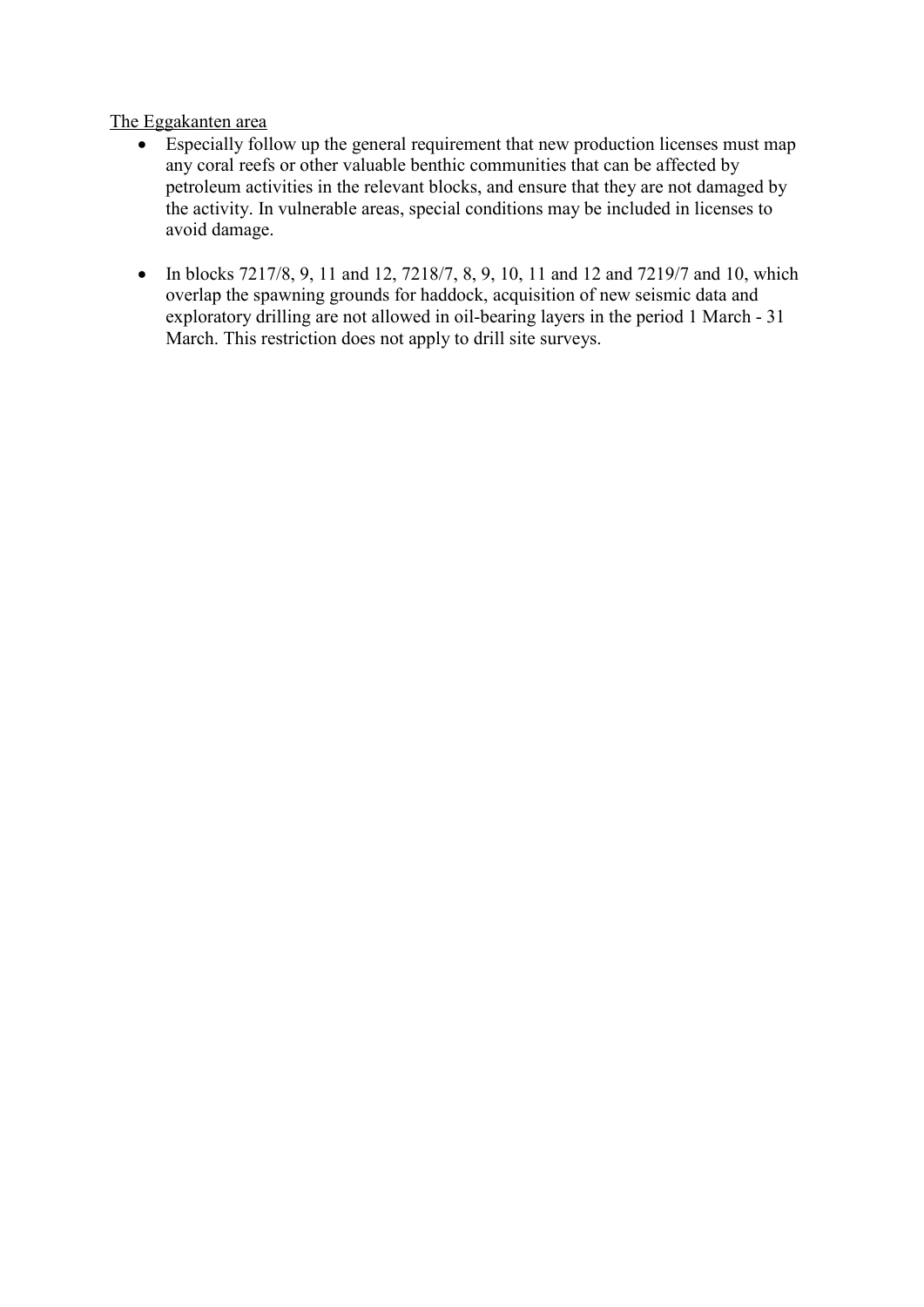The Eggakanten area

- Especially follow up the general requirement that new production licenses must map any coral reefs or other valuable benthic communities that can be affected by petroleum activities in the relevant blocks, and ensure that they are not damaged by the activity. In vulnerable areas, special conditions may be included in licenses to avoid damage.

- In blocks 7217/8, 9, 11 and 12, 7218/7, 8, 9, 10, 11 and 12 and 7219/7 and 10, which overlap the spawning grounds for haddock, acquisition of new seismic data and exploratory drilling are not allowed in oil-bearing layers in the period 1 March - 31 March. This restriction does not apply to drill site surveys.